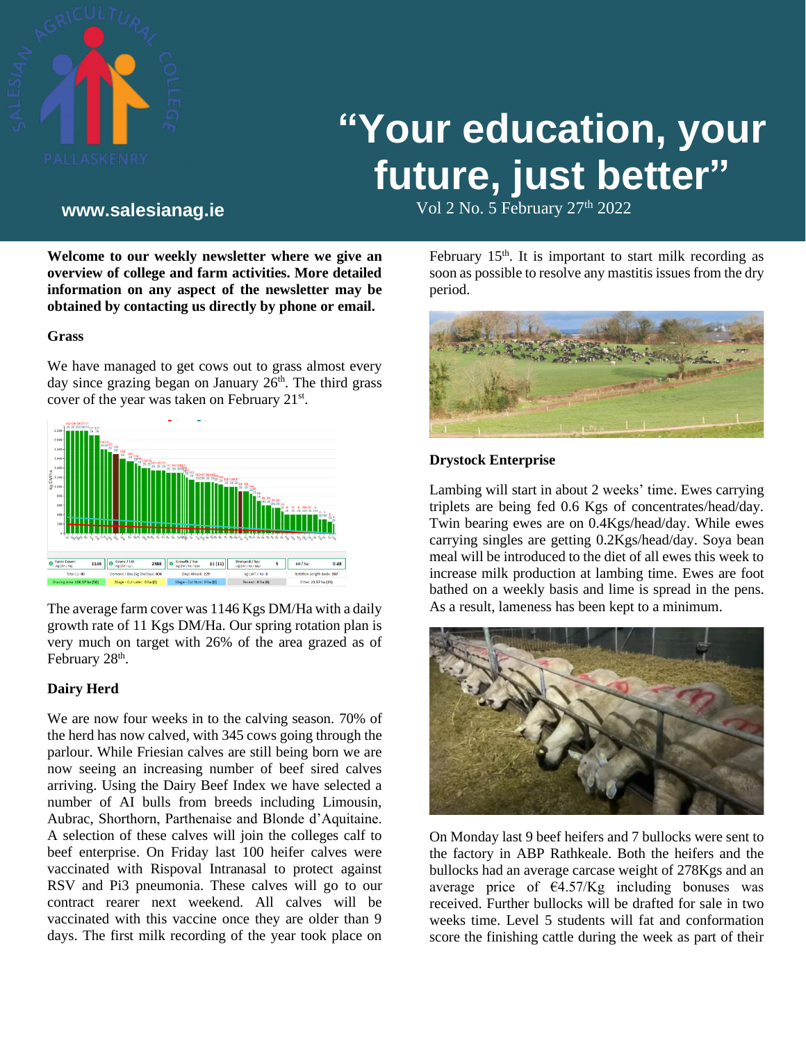# "Your education, your future, just better"

www.salesianag.ie

Vol 2 No. 5 February 27th 2022

**Welcome to our weekly newsletter where we give an overview of college and farm activities. More detailed information on any aspect of the newsletter may be obtained by contacting us directly by phone or email.**

### Grass

We have managed to get cows out to grass almost every day since grazing began on January 26th. The third grass cover of the year was taken on February 21st.

The average farm cover was 1146 Kgs DM/Ha with a daily growth rate of 11 Kgs DM/Ha. Our spring rotation plan is very much on target with 26% of the area grazed as of February 28th.

### Dairy Herd

We are now four weeks in to the calving season. 70% of the herd has now calved, with 345 cows going through the parlour. While Friesian calves are still being born we are now seeing an increasing number of beef sired calves arriving. Using the Dairy Beef Index we have selected a number of AI bulls from breeds including Limousin, Aubrac, Shorthorn, Parthenaise and Blonde d'Aquitaine. A selection of these calves will join the colleges calf to beef enterprise. On Friday last 100 heifer calves were vaccinated with Rispoval Intranasal to protect against RSV and Pi3 pneumonia. These calves will go to our contract rearer next weekend. All calves will be vaccinated with this vaccine once they are older than 9 days. The first milk recording of the year took place on February 15th. It is important to start milk recording as soon as possible to resolve any mastitis issues from the dry period.

### Drystock Enterprise

Lambing will start in about 2 weeks' time. Ewes carrying triplets are being fed 0.6 Kgs of concentrates/head/day. Twin bearing ewes are on 0.4Kgs/head/day. While ewes carrying singles are getting 0.2Kgs/head/day. Soya bean meal will be introduced to the diet of all ewes this week to increase milk production at lambing time. Ewes are foot bathed on a weekly basis and lime is spread in the pens. As a result, lameness has been kept to a minimum.

On Monday last 9 beef heifers and 7 bullocks were sent to the factory in ABP Rathkeale. Both the heifers and the bullocks had an average carcase weight of 278Kgs and an average price of €4.57/Kg including bonuses was received. Further bullocks will be drafted for sale in two weeks time. Level 5 students will fat and conformation score the finishing cattle during the week as part of their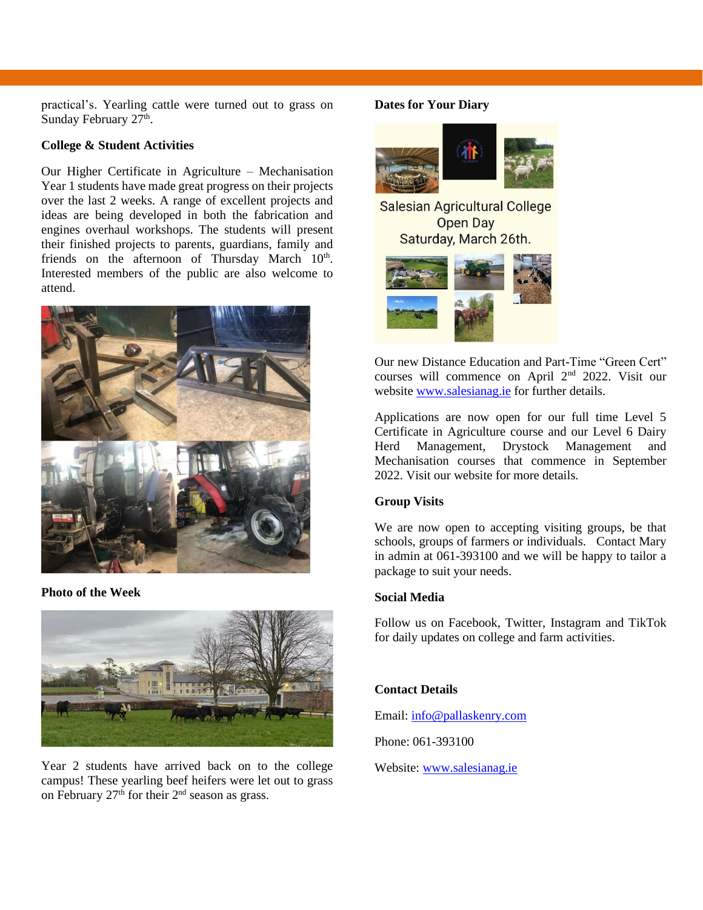practical's. Yearling cattle were turned out to grass on Sunday February 27th.

**College & Student Activities**

Our Higher Certificate in Agriculture – Mechanisation Year 1 students have made great progress on their projects over the last 2 weeks. A range of excellent projects and ideas are being developed in both the fabrication and engines overhaul workshops. The students will present their finished projects to parents, guardians, family and friends on the afternoon of Thursday March 10th. Interested members of the public are also welcome to attend.

**Photo of the Week**

Year 2 students have arrived back on to the college campus! These yearling beef heifers were let out to grass on February 27th for their 2nd season as grass.

**Dates for Your Diary**

Salesian Agricultural College
Open Day
Saturday, March 26th.

Our new Distance Education and Part-Time "Green Cert" courses will commence on April 2nd 2022. Visit our website www.salesianag.ie for further details.

Applications are now open for our full time Level 5 Certificate in Agriculture course and our Level 6 Dairy Herd Management, Drystock Management and Mechanisation courses that commence in September 2022. Visit our website for more details.

**Group Visits**

We are now open to accepting visiting groups, be that schools, groups of farmers or individuals. Contact Mary in admin at 061-393100 and we will be happy to tailor a package to suit your needs.

**Social Media**

Follow us on Facebook, Twitter, Instagram and TikTok for daily updates on college and farm activities.

**Contact Details**

Email: info@pallaskenry.com

Phone: 061-393100

Website: www.salesianag.ie